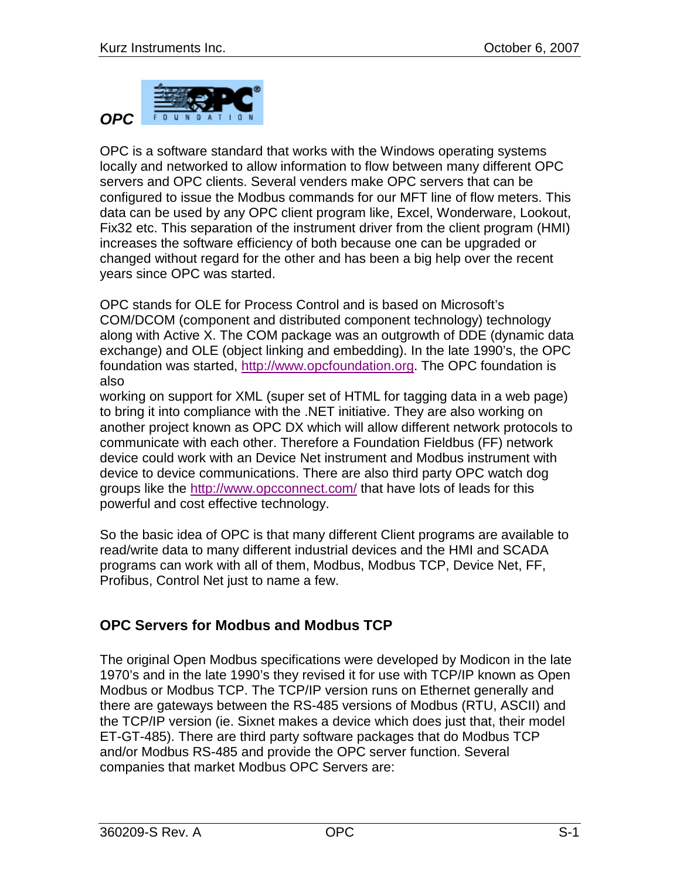## *OPC*

OPC is a software standard that works with the Windows operating systems locally and networked to allow information to flow between many different OPC servers and OPC clients. Several venders make OPC servers that can be configured to issue the Modbus commands for our MFT line of flow meters. This data can be used by any OPC client program like, Excel, Wonderware, Lookout, Fix32 etc. This separation of the instrument driver from the client program (HMI) increases the software efficiency of both because one can be upgraded or changed without regard for the other and has been a big help over the recent years since OPC was started.

OPC stands for OLE for Process Control and is based on Microsoft's COM/DCOM (component and distributed component technology) technology along with Active X. The COM package was an outgrowth of DDE (dynamic data exchange) and OLE (object linking and embedding). In the late 1990's, the OPC foundation was started, http://www.opcfoundation.org. The OPC foundation is also
working on support for XML (super set of HTML for tagging data in a web page) to bring it into compliance with the .NET initiative. They are also working on another project known as OPC DX which will allow different network protocols to communicate with each other. Therefore a Foundation Fieldbus (FF) network device could work with an Device Net instrument and Modbus instrument with device to device communications. There are also third party OPC watch dog groups like the http://www.opcconnect.com/ that have lots of leads for this powerful and cost effective technology.

So the basic idea of OPC is that many different Client programs are available to read/write data to many different industrial devices and the HMI and SCADA programs can work with all of them, Modbus, Modbus TCP, Device Net, FF, Profibus, Control Net just to name a few.

### OPC Servers for Modbus and Modbus TCP

The original Open Modbus specifications were developed by Modicon in the late 1970's and in the late 1990's they revised it for use with TCP/IP known as Open Modbus or Modbus TCP. The TCP/IP version runs on Ethernet generally and there are gateways between the RS-485 versions of Modbus (RTU, ASCII) and the TCP/IP version (ie. Sixnet makes a device which does just that, their model ET-GT-485). There are third party software packages that do Modbus TCP and/or Modbus RS-485 and provide the OPC server function. Several companies that market Modbus OPC Servers are: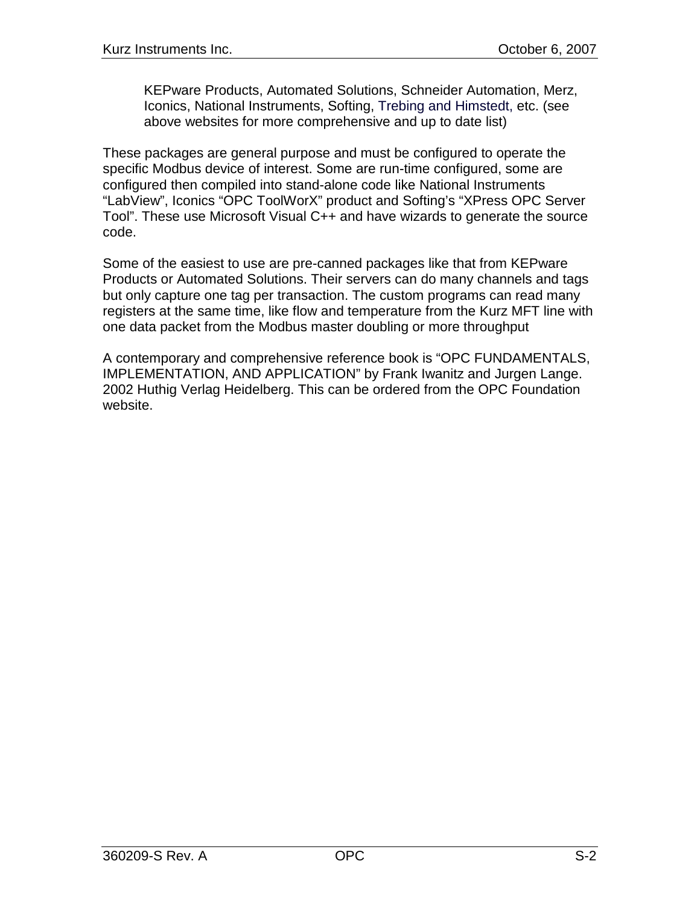KEPware Products, Automated Solutions, Schneider Automation, Merz, Iconics, National Instruments, Softing, Trebing and Himstedt, etc. (see above websites for more comprehensive and up to date list)

These packages are general purpose and must be configured to operate the specific Modbus device of interest. Some are run-time configured, some are configured then compiled into stand-alone code like National Instruments “LabView”, Iconics “OPC ToolWorX” product and Softing’s “XPress OPC Server Tool”. These use Microsoft Visual C++ and have wizards to generate the source code.

Some of the easiest to use are pre-canned packages like that from KEPware Products or Automated Solutions. Their servers can do many channels and tags but only capture one tag per transaction. The custom programs can read many registers at the same time, like flow and temperature from the Kurz MFT line with one data packet from the Modbus master doubling or more throughput

A contemporary and comprehensive reference book is “OPC FUNDAMENTALS, IMPLEMENTATION, AND APPLICATION” by Frank Iwanitz and Jurgen Lange. 2002 Huthig Verlag Heidelberg. This can be ordered from the OPC Foundation website.